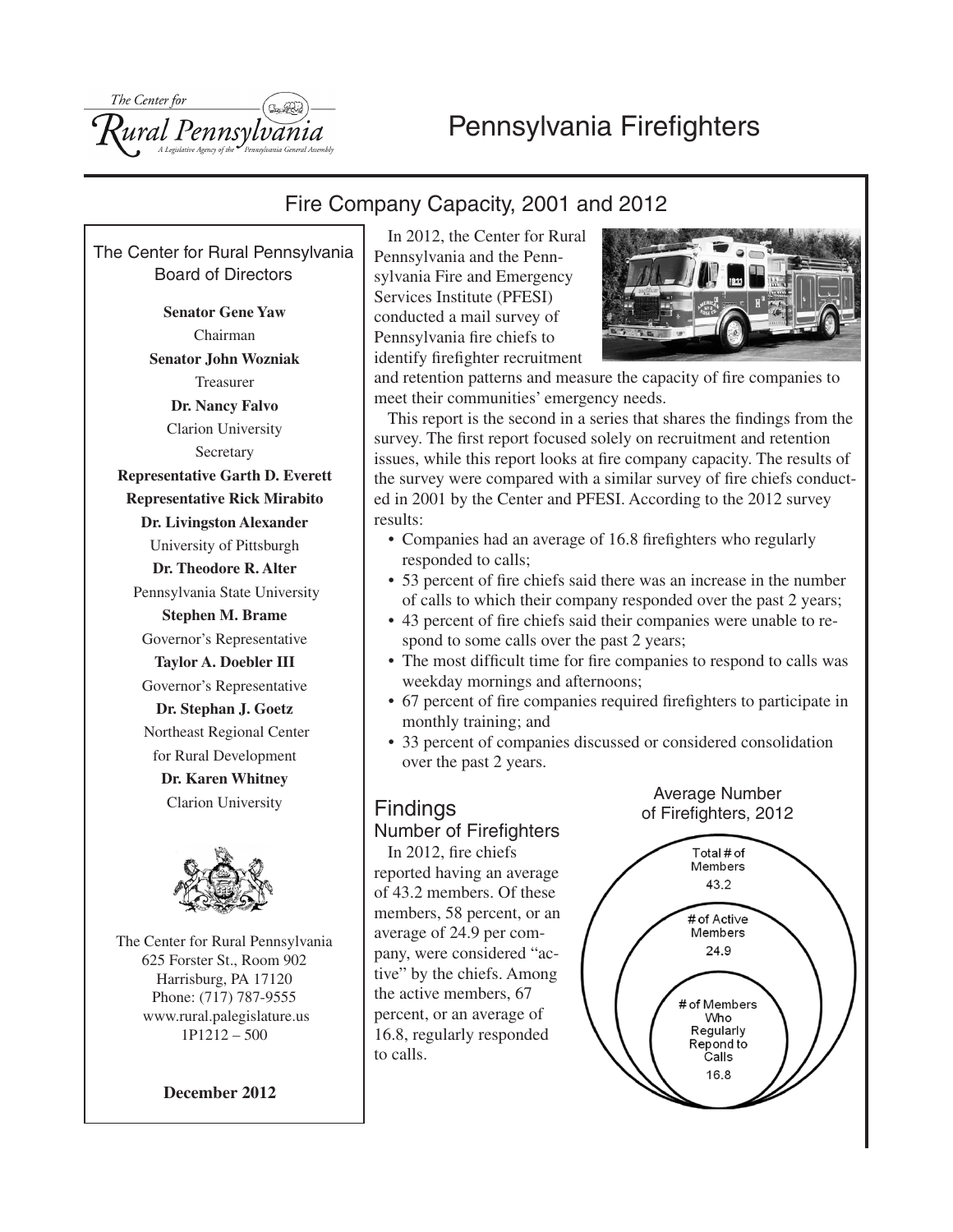# Pennsylvania Firefighters

## Fire Company Capacity, 2001 and 2012

In 2012, the Center for Rural Pennsylvania and the Pennsylvania Fire and Emergency Services Institute (PFESI) conducted a mail survey of Pennsylvania fire chiefs to identify firefighter recruitment and retention patterns and measure the capacity of fire companies to meet their communities' emergency needs.

This report is the second in a series that shares the findings from the survey. The first report focused solely on recruitment and retention issues, while this report looks at fire company capacity. The results of the survey were compared with a similar survey of fire chiefs conducted in 2001 by the Center and PFESI. According to the 2012 survey results:

- Companies had an average of 16.8 firefighters who regularly responded to calls;
- 53 percent of fire chiefs said there was an increase in the number of calls to which their company responded over the past 2 years;
- 43 percent of fire chiefs said their companies were unable to respond to some calls over the past 2 years;
- The most difficult time for fire companies to respond to calls was weekday mornings and afternoons;
- 67 percent of fire companies required firefighters to participate in monthly training; and
- 33 percent of companies discussed or considered consolidation over the past 2 years.

## Findings

### Number of Firefighters

In 2012, fire chiefs reported having an average of 43.2 members. Of these members, 58 percent, or an average of 24.9 per company, were considered "active" by the chiefs. Among the active members, 67 percent, or an average of 16.8, regularly responded to calls.

**Average Number of Firefighters, 2012**

| Category | Average |
|---|---|
| Total # of Members | 43.2 |
| # of Active Members | 24.9 |
| # of Members Who Regularly Repond to Calls | 16.8 |

---

**The Center for Rural Pennsylvania Board of Directors**

**Senator Gene Yaw**
Chairman

**Senator John Wozniak**
Treasurer

**Dr. Nancy Falvo**
Clarion University
Secretary

**Representative Garth D. Everett**

**Representative Rick Mirabito**

**Dr. Livingston Alexander**
University of Pittsburgh

**Dr. Theodore R. Alter**
Pennsylvania State University

**Stephen M. Brame**
Governor's Representative

**Taylor A. Doebler III**
Governor's Representative

**Dr. Stephan J. Goetz**
Northeast Regional Center for Rural Development

**Dr. Karen Whitney**
Clarion University

The Center for Rural Pennsylvania
625 Forster St., Room 902
Harrisburg, PA 17120
Phone: (717) 787-9555
www.rural.palegislature.us
1P1212 – 500

**December 2012**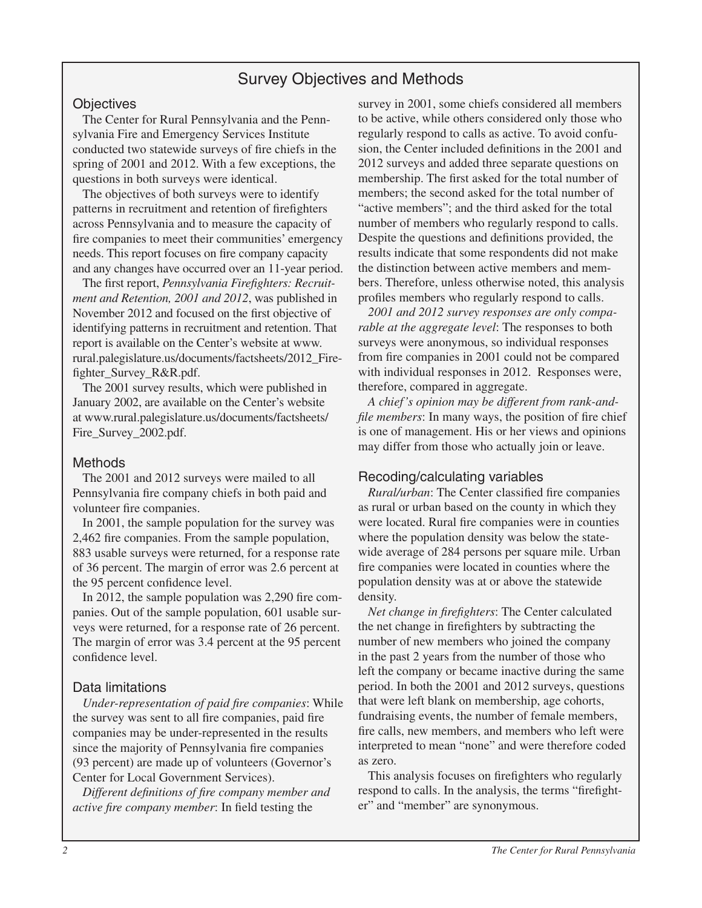# Survey Objectives and Methods

## Objectives

The Center for Rural Pennsylvania and the Pennsylvania Fire and Emergency Services Institute conducted two statewide surveys of fire chiefs in the spring of 2001 and 2012. With a few exceptions, the questions in both surveys were identical.

The objectives of both surveys were to identify patterns in recruitment and retention of firefighters across Pennsylvania and to measure the capacity of fire companies to meet their communities' emergency needs. This report focuses on fire company capacity and any changes have occurred over an 11-year period.

The first report, *Pennsylvania Firefighters: Recruitment and Retention, 2001 and 2012*, was published in November 2012 and focused on the first objective of identifying patterns in recruitment and retention. That report is available on the Center's website at www.rural.palegislature.us/documents/factsheets/2012_Firefighter_Survey_R&R.pdf.

The 2001 survey results, which were published in January 2002, are available on the Center's website at www.rural.palegislature.us/documents/factsheets/Fire_Survey_2002.pdf.

## Methods

The 2001 and 2012 surveys were mailed to all Pennsylvania fire company chiefs in both paid and volunteer fire companies.

In 2001, the sample population for the survey was 2,462 fire companies. From the sample population, 883 usable surveys were returned, for a response rate of 36 percent. The margin of error was 2.6 percent at the 95 percent confidence level.

In 2012, the sample population was 2,290 fire companies. Out of the sample population, 601 usable surveys were returned, for a response rate of 26 percent. The margin of error was 3.4 percent at the 95 percent confidence level.

## Data limitations

*Under-representation of paid fire companies*: While the survey was sent to all fire companies, paid fire companies may be under-represented in the results since the majority of Pennsylvania fire companies (93 percent) are made up of volunteers (Governor's Center for Local Government Services).

*Different definitions of fire company member and active fire company member*: In field testing the survey in 2001, some chiefs considered all members to be active, while others considered only those who regularly respond to calls as active. To avoid confusion, the Center included definitions in the 2001 and 2012 surveys and added three separate questions on membership. The first asked for the total number of members; the second asked for the total number of "active members"; and the third asked for the total number of members who regularly respond to calls. Despite the questions and definitions provided, the results indicate that some respondents did not make the distinction between active members and members. Therefore, unless otherwise noted, this analysis profiles members who regularly respond to calls.

*2001 and 2012 survey responses are only comparable at the aggregate level*: The responses to both surveys were anonymous, so individual responses from fire companies in 2001 could not be compared with individual responses in 2012. Responses were, therefore, compared in aggregate.

*A chief's opinion may be different from rank-and-file members*: In many ways, the position of fire chief is one of management. His or her views and opinions may differ from those who actually join or leave.

## Recoding/calculating variables

*Rural/urban*: The Center classified fire companies as rural or urban based on the county in which they were located. Rural fire companies were in counties where the population density was below the statewide average of 284 persons per square mile. Urban fire companies were located in counties where the population density was at or above the statewide density.

*Net change in firefighters*: The Center calculated the net change in firefighters by subtracting the number of new members who joined the company in the past 2 years from the number of those who left the company or became inactive during the same period. In both the 2001 and 2012 surveys, questions that were left blank on membership, age cohorts, fundraising events, the number of female members, fire calls, new members, and members who left were interpreted to mean "none" and were therefore coded as zero.

This analysis focuses on firefighters who regularly respond to calls. In the analysis, the terms "firefighter" and "member" are synonymous.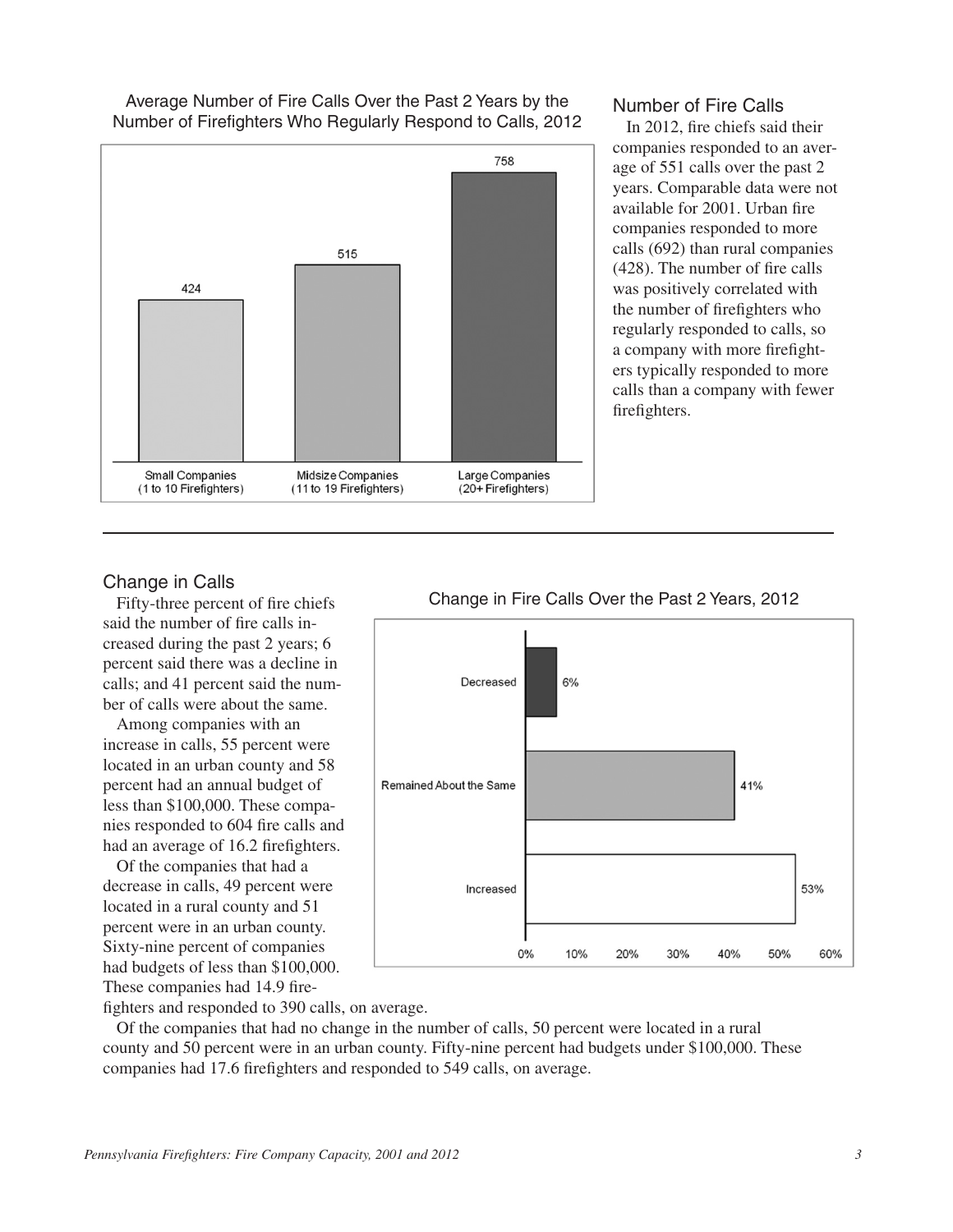Average Number of Fire Calls Over the Past 2 Years by the Number of Firefighters Who Regularly Respond to Calls, 2012

| Small Companies (1 to 10 Firefighters) | Midsize Companies (11 to 19 Firefighters) | Large Companies (20+ Firefighters) |
|---|---|---|
| 424 | 515 | 758 |

## Number of Fire Calls

In 2012, fire chiefs said their companies responded to an average of 551 calls over the past 2 years. Comparable data were not available for 2001. Urban fire companies responded to more calls (692) than rural companies (428). The number of fire calls was positively correlated with the number of firefighters who regularly responded to calls, so a company with more firefighters typically responded to more calls than a company with fewer firefighters.

## Change in Calls

Fifty-three percent of fire chiefs said the number of fire calls increased during the past 2 years; 6 percent said there was a decline in calls; and 41 percent said the number of calls were about the same.

Among companies with an increase in calls, 55 percent were located in an urban county and 58 percent had an annual budget of less than $100,000. These companies responded to 604 fire calls and had an average of 16.2 firefighters.

Of the companies that had a decrease in calls, 49 percent were located in a rural county and 51 percent were in an urban county. Sixty-nine percent of companies had budgets of less than $100,000. These companies had 14.9 firefighters and responded to 390 calls, on average.

Of the companies that had no change in the number of calls, 50 percent were located in a rural county and 50 percent were in an urban county. Fifty-nine percent had budgets under $100,000. These companies had 17.6 firefighters and responded to 549 calls, on average.

Change in Fire Calls Over the Past 2 Years, 2012

| Change | Percent |
|---|---|
| Decreased | 6% |
| Remained About the Same | 41% |
| Increased | 53% |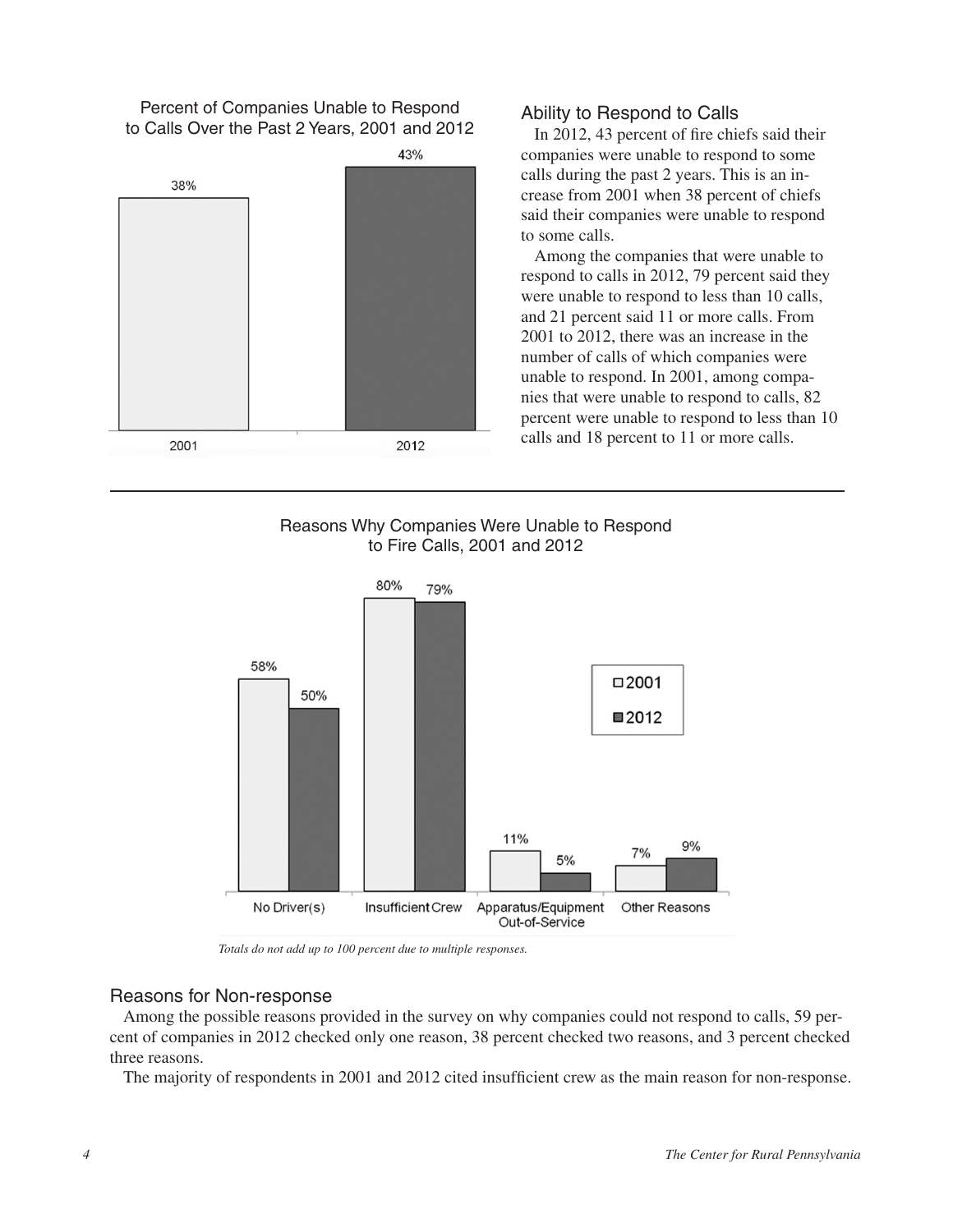Percent of Companies Unable to Respond to Calls Over the Past 2 Years, 2001 and 2012

| Year | Percent |
| --- | --- |
| 2001 | 38% |
| 2012 | 43% |

## Ability to Respond to Calls

In 2012, 43 percent of fire chiefs said their companies were unable to respond to some calls during the past 2 years. This is an increase from 2001 when 38 percent of chiefs said their companies were unable to respond to some calls.

Among the companies that were unable to respond to calls in 2012, 79 percent said they were unable to respond to less than 10 calls, and 21 percent said 11 or more calls. From 2001 to 2012, there was an increase in the number of calls of which companies were unable to respond. In 2001, among companies that were unable to respond to calls, 82 percent were unable to respond to less than 10 calls and 18 percent to 11 or more calls.

Reasons Why Companies Were Unable to Respond to Fire Calls, 2001 and 2012

| Reason | 2001 | 2012 |
| --- | --- | --- |
| No Driver(s) | 58% | 50% |
| Insufficient Crew | 80% | 79% |
| Apparatus/Equipment Out-of-Service | 11% | 5% |
| Other Reasons | 7% | 9% |

*Totals do not add up to 100 percent due to multiple responses.*

## Reasons for Non-response

Among the possible reasons provided in the survey on why companies could not respond to calls, 59 percent of companies in 2012 checked only one reason, 38 percent checked two reasons, and 3 percent checked three reasons.

The majority of respondents in 2001 and 2012 cited insufficient crew as the main reason for non-response.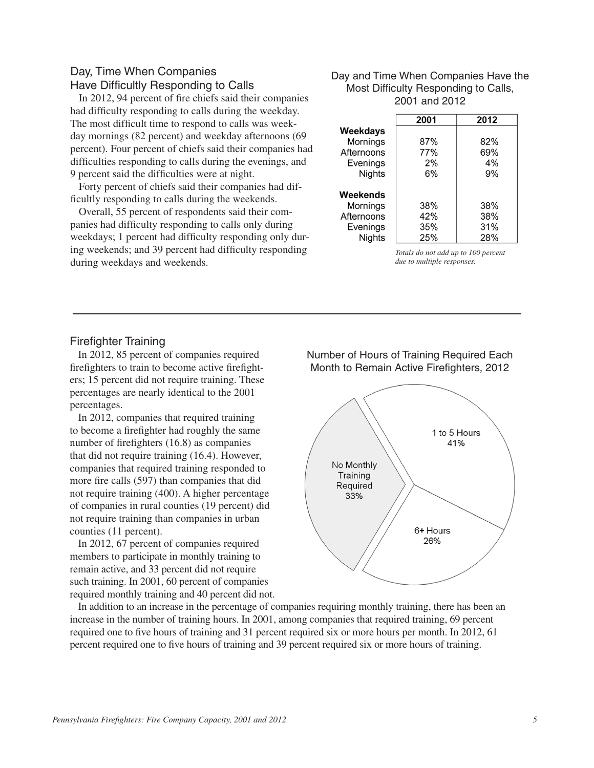## Day, Time When Companies Have Difficultly Responding to Calls

In 2012, 94 percent of fire chiefs said their companies had difficulty responding to calls during the weekday. The most difficult time to respond to calls was weekday mornings (82 percent) and weekday afternoons (69 percent). Four percent of chiefs said their companies had difficulties responding to calls during the evenings, and 9 percent said the difficulties were at night.

Forty percent of chiefs said their companies had difficultly responding to calls during the weekends.

Overall, 55 percent of respondents said their companies had difficulty responding to calls only during weekdays; 1 percent had difficulty responding only during weekends; and 39 percent had difficulty responding during weekdays and weekends.

### Day and Time When Companies Have the Most Difficulty Responding to Calls, 2001 and 2012

| | 2001 | 2012 |
|---|---|---|
| **Weekdays** | | |
| Mornings | 87% | 82% |
| Afternoons | 77% | 69% |
| Evenings | 2% | 4% |
| Nights | 6% | 9% |
| **Weekends** | | |
| Mornings | 38% | 38% |
| Afternoons | 42% | 38% |
| Evenings | 35% | 31% |
| Nights | 25% | 28% |

*Totals do not add up to 100 percent due to multiple responses.*

---

## Firefighter Training

In 2012, 85 percent of companies required firefighters to train to become active firefighters; 15 percent did not require training. These percentages are nearly identical to the 2001 percentages.

In 2012, companies that required training to become a firefighter had roughly the same number of firefighters (16.8) as companies that did not require training (16.4). However, companies that required training responded to more fire calls (597) than companies that did not require training (400). A higher percentage of companies in rural counties (19 percent) did not require training than companies in urban counties (11 percent).

In 2012, 67 percent of companies required members to participate in monthly training to remain active, and 33 percent did not require such training. In 2001, 60 percent of companies required monthly training and 40 percent did not.

### Number of Hours of Training Required Each Month to Remain Active Firefighters, 2012

| Category | Percent |
|---|---|
| 1 to 5 Hours | 41% |
| 6+ Hours | 26% |
| No Monthly Training Required | 33% |

In addition to an increase in the percentage of companies requiring monthly training, there has been an increase in the number of training hours. In 2001, among companies that required training, 69 percent required one to five hours of training and 31 percent required six or more hours per month. In 2012, 61 percent required one to five hours of training and 39 percent required six or more hours of training.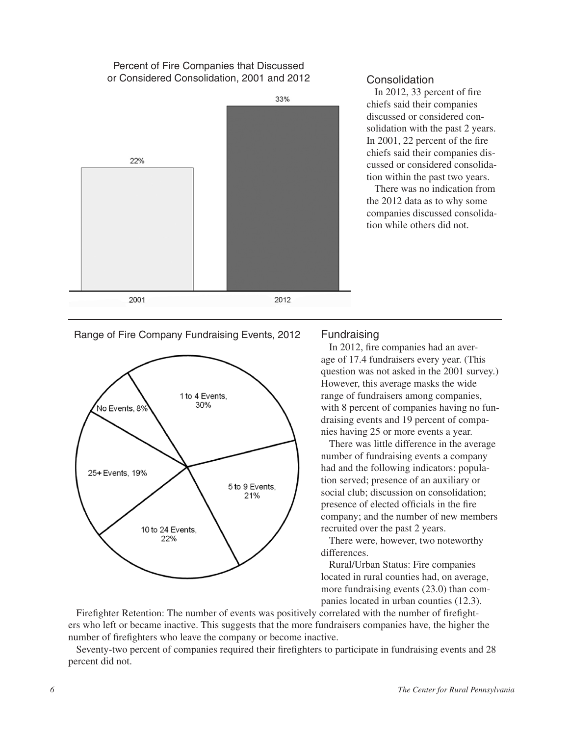Percent of Fire Companies that Discussed or Considered Consolidation, 2001 and 2012

| Year | Percent |
| --- | --- |
| 2001 | 22% |
| 2012 | 33% |

## Consolidation

In 2012, 33 percent of fire chiefs said their companies discussed or considered consolidation with the past 2 years. In 2001, 22 percent of the fire chiefs said their companies discussed or considered consolidation within the past two years.

There was no indication from the 2012 data as to why some companies discussed consolidation while others did not.

Range of Fire Company Fundraising Events, 2012

| Events | Percent |
| --- | --- |
| No Events | 8% |
| 1 to 4 Events | 30% |
| 5 to 9 Events | 21% |
| 10 to 24 Events | 22% |
| 25+ Events | 19% |

## Fundraising

In 2012, fire companies had an average of 17.4 fundraisers every year. (This question was not asked in the 2001 survey.) However, this average masks the wide range of fundraisers among companies, with 8 percent of companies having no fundraising events and 19 percent of companies having 25 or more events a year.

There was little difference in the average number of fundraising events a company had and the following indicators: population served; presence of an auxiliary or social club; discussion on consolidation; presence of elected officials in the fire company; and the number of new members recruited over the past 2 years.

There were, however, two noteworthy differences.

Rural/Urban Status: Fire companies located in rural counties had, on average, more fundraising events (23.0) than companies located in urban counties (12.3).

Firefighter Retention: The number of events was positively correlated with the number of firefighters who left or became inactive. This suggests that the more fundraisers companies have, the higher the number of firefighters who leave the company or become inactive.

Seventy-two percent of companies required their firefighters to participate in fundraising events and 28 percent did not.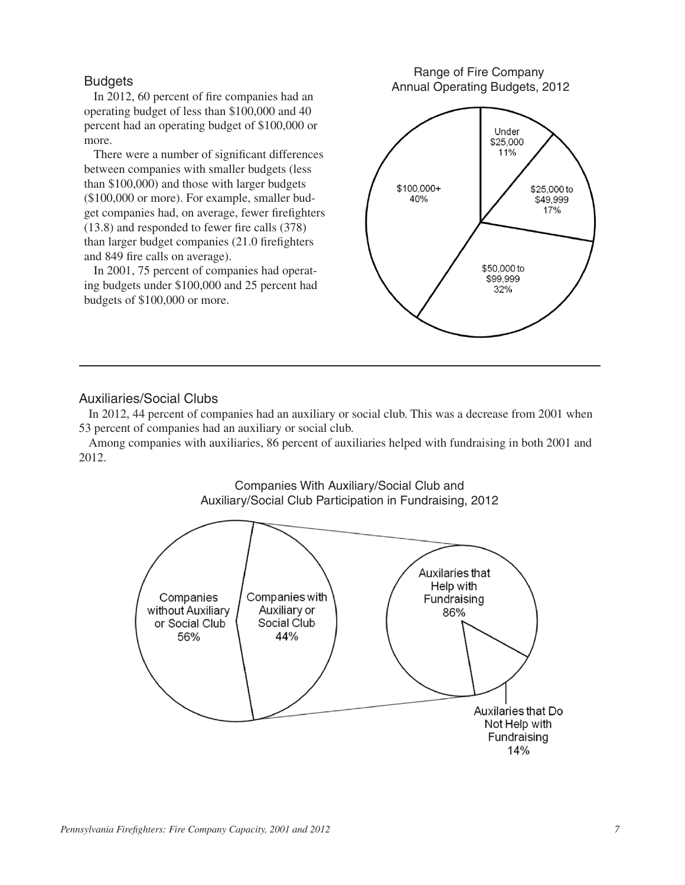## Budgets

In 2012, 60 percent of fire companies had an operating budget of less than $100,000 and 40 percent had an operating budget of $100,000 or more.

There were a number of significant differences between companies with smaller budgets (less than $100,000) and those with larger budgets ($100,000 or more). For example, smaller budget companies had, on average, fewer firefighters (13.8) and responded to fewer fire calls (378) than larger budget companies (21.0 firefighters and 849 fire calls on average).

In 2001, 75 percent of companies had operating budgets under $100,000 and 25 percent had budgets of $100,000 or more.

Range of Fire Company Annual Operating Budgets, 2012

Under $25,000 11%

$25,000 to $49,999 17%

$50,000 to $99,999 32%

$100,000+ 40%

## Auxiliaries/Social Clubs

In 2012, 44 percent of companies had an auxiliary or social club. This was a decrease from 2001 when 53 percent of companies had an auxiliary or social club.

Among companies with auxiliaries, 86 percent of auxiliaries helped with fundraising in both 2001 and 2012.

Companies With Auxiliary/Social Club and Auxiliary/Social Club Participation in Fundraising, 2012

Companies without Auxiliary or Social Club 56%

Companies with Auxiliary or Social Club 44%

Auxilaries that Help with Fundraising 86%

Auxilaries that Do Not Help with Fundraising 14%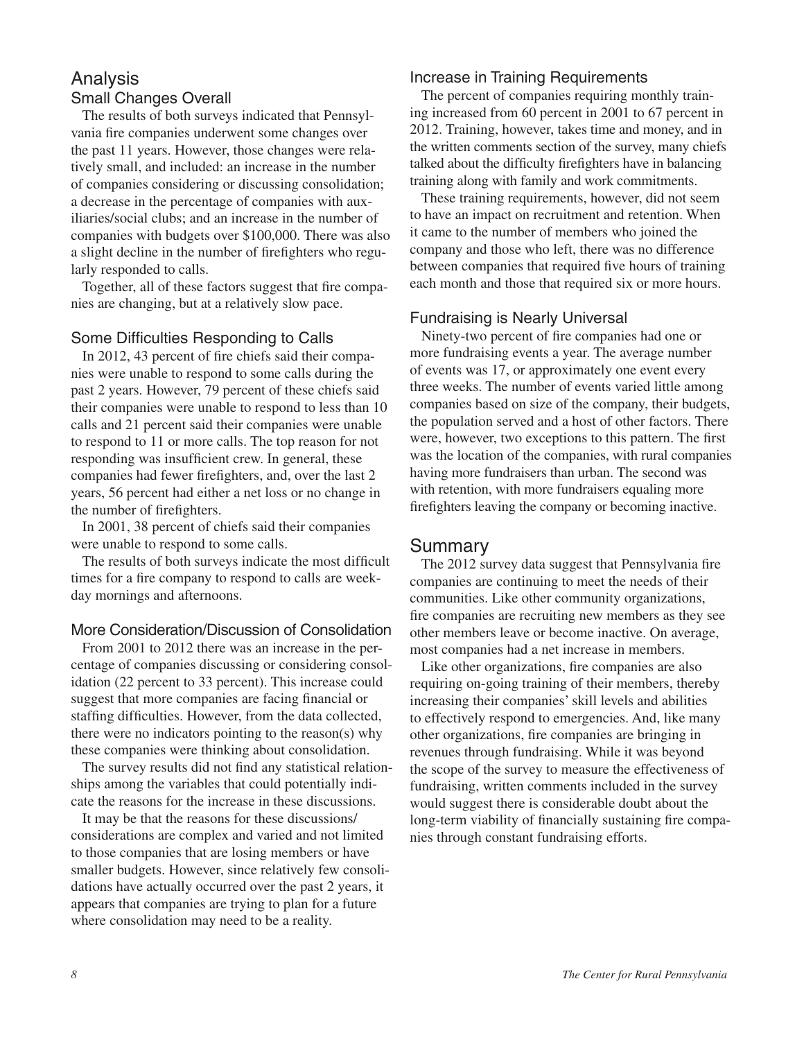# Analysis

## Small Changes Overall

The results of both surveys indicated that Pennsylvania fire companies underwent some changes over the past 11 years. However, those changes were relatively small, and included: an increase in the number of companies considering or discussing consolidation; a decrease in the percentage of companies with auxiliaries/social clubs; and an increase in the number of companies with budgets over $100,000. There was also a slight decline in the number of firefighters who regularly responded to calls.

Together, all of these factors suggest that fire companies are changing, but at a relatively slow pace.

## Some Difficulties Responding to Calls

In 2012, 43 percent of fire chiefs said their companies were unable to respond to some calls during the past 2 years. However, 79 percent of these chiefs said their companies were unable to respond to less than 10 calls and 21 percent said their companies were unable to respond to 11 or more calls. The top reason for not responding was insufficient crew. In general, these companies had fewer firefighters, and, over the last 2 years, 56 percent had either a net loss or no change in the number of firefighters.

In 2001, 38 percent of chiefs said their companies were unable to respond to some calls.

The results of both surveys indicate the most difficult times for a fire company to respond to calls are weekday mornings and afternoons.

## More Consideration/Discussion of Consolidation

From 2001 to 2012 there was an increase in the percentage of companies discussing or considering consolidation (22 percent to 33 percent). This increase could suggest that more companies are facing financial or staffing difficulties. However, from the data collected, there were no indicators pointing to the reason(s) why these companies were thinking about consolidation.

The survey results did not find any statistical relationships among the variables that could potentially indicate the reasons for the increase in these discussions.

It may be that the reasons for these discussions/considerations are complex and varied and not limited to those companies that are losing members or have smaller budgets. However, since relatively few consolidations have actually occurred over the past 2 years, it appears that companies are trying to plan for a future where consolidation may need to be a reality.

## Increase in Training Requirements

The percent of companies requiring monthly training increased from 60 percent in 2001 to 67 percent in 2012. Training, however, takes time and money, and in the written comments section of the survey, many chiefs talked about the difficulty firefighters have in balancing training along with family and work commitments.

These training requirements, however, did not seem to have an impact on recruitment and retention. When it came to the number of members who joined the company and those who left, there was no difference between companies that required five hours of training each month and those that required six or more hours.

## Fundraising is Nearly Universal

Ninety-two percent of fire companies had one or more fundraising events a year. The average number of events was 17, or approximately one event every three weeks. The number of events varied little among companies based on size of the company, their budgets, the population served and a host of other factors. There were, however, two exceptions to this pattern. The first was the location of the companies, with rural companies having more fundraisers than urban. The second was with retention, with more fundraisers equaling more firefighters leaving the company or becoming inactive.

# Summary

The 2012 survey data suggest that Pennsylvania fire companies are continuing to meet the needs of their communities. Like other community organizations, fire companies are recruiting new members as they see other members leave or become inactive. On average, most companies had a net increase in members.

Like other organizations, fire companies are also requiring on-going training of their members, thereby increasing their companies' skill levels and abilities to effectively respond to emergencies. And, like many other organizations, fire companies are bringing in revenues through fundraising. While it was beyond the scope of the survey to measure the effectiveness of fundraising, written comments included in the survey would suggest there is considerable doubt about the long-term viability of financially sustaining fire companies through constant fundraising efforts.